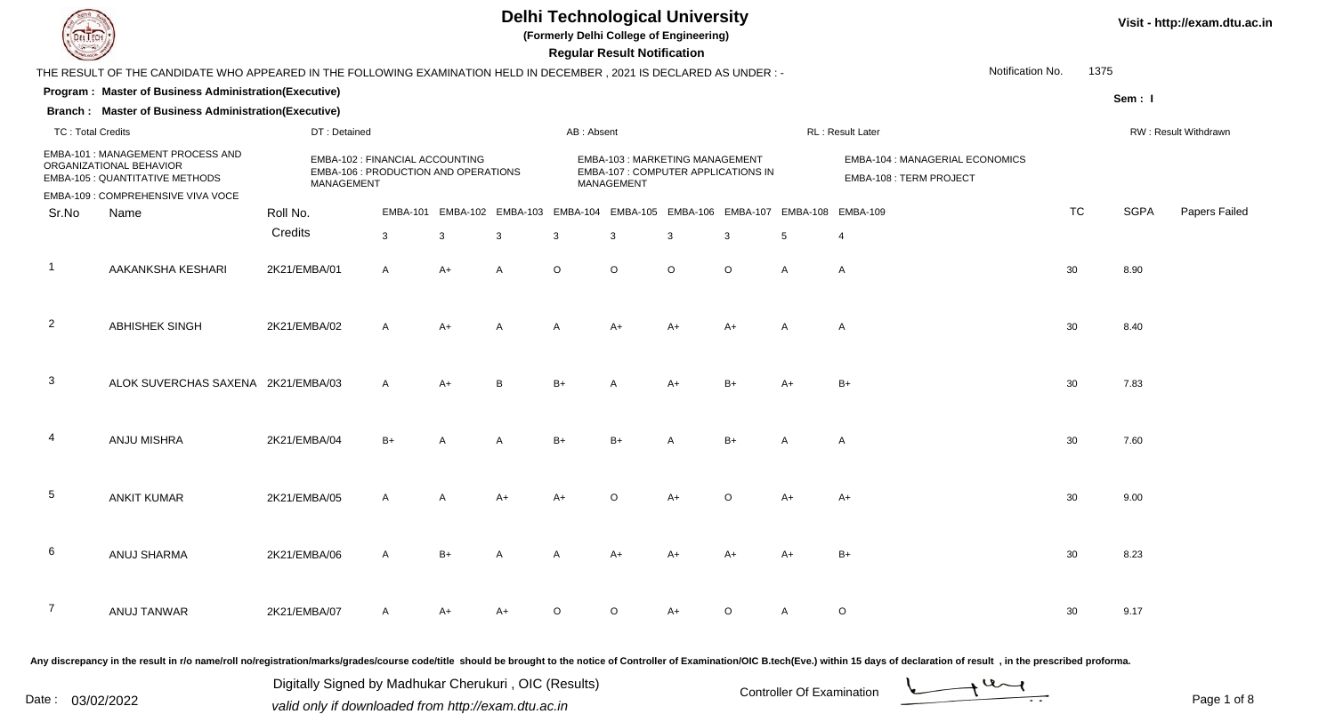# Delhi Technological University

**(Formerly Delhi College of Engineering)**

**Regular Result Notification**

Visit - http://exam.dtu.ac.in

THE RESULT OF THE CANDIDATE WHO APPEARED IN THE FOLLOWING EXAMINATION HELD IN DECEMBER , 2021 IS DECLARED AS UNDER : -

Notification No. 1375

**Program : Master of Business Administration(Executive)**

**Branch : Master of Business Administration(Executive)**

Sem : I

TC : Total Credits | DT : Detained | AB : Absent | RL : Result Later | RW : Result Withdrawn

EMBA-101 : MANAGEMENT PROCESS AND ORGANIZATIONAL BEHAVIOR
EMBA-102 : FINANCIAL ACCOUNTING
EMBA-103 : MARKETING MANAGEMENT
EMBA-104 : MANAGERIAL ECONOMICS
EMBA-105 : QUANTITATIVE METHODS
EMBA-106 : PRODUCTION AND OPERATIONS MANAGEMENT
EMBA-107 : COMPUTER APPLICATIONS IN MANAGEMENT
EMBA-108 : TERM PROJECT
EMBA-109 : COMPREHENSIVE VIVA VOCE

| Sr.No | Name | Roll No. | EMBA-101 | EMBA-102 | EMBA-103 | EMBA-104 | EMBA-105 | EMBA-106 | EMBA-107 | EMBA-108 | EMBA-109 | TC | SGPA | Papers Failed |
|---|---|---|---|---|---|---|---|---|---|---|---|---|---|---|
| | | Credits | 3 | 3 | 3 | 3 | 3 | 3 | 3 | 5 | 4 | | | |
| 1 | AAKANKSHA KESHARI | 2K21/EMBA/01 | A | A+ | A | O | O | O | O | A | A | 30 | 8.90 | |
| 2 | ABHISHEK SINGH | 2K21/EMBA/02 | A | A+ | A | A | A+ | A+ | A+ | A | A | 30 | 8.40 | |
| 3 | ALOK SUVERCHAS SAXENA | 2K21/EMBA/03 | A | A+ | B | B+ | A | A+ | B+ | A+ | B+ | 30 | 7.83 | |
| 4 | ANJU MISHRA | 2K21/EMBA/04 | B+ | A | A | B+ | B+ | A | B+ | A | A | 30 | 7.60 | |
| 5 | ANKIT KUMAR | 2K21/EMBA/05 | A | A | A+ | A+ | O | A+ | O | A+ | A+ | 30 | 9.00 | |
| 6 | ANUJ SHARMA | 2K21/EMBA/06 | A | B+ | A | A | A+ | A+ | A+ | A+ | B+ | 30 | 8.23 | |
| 7 | ANUJ TANWAR | 2K21/EMBA/07 | A | A+ | A+ | O | O | A+ | O | A | O | 30 | 9.17 | |

**Any discrepancy in the result in r/o name/roll no/registration/marks/grades/course code/title should be brought to the notice of Controller of Examination/OIC B.tech(Eve.) within 15 days of declaration of result , in the prescribed proforma.**

Date : 03/02/2022

Digitally Signed by Madhukar Cherukuri , OIC (Results)
*valid only if downloaded from http://exam.dtu.ac.in*

Controller Of Examination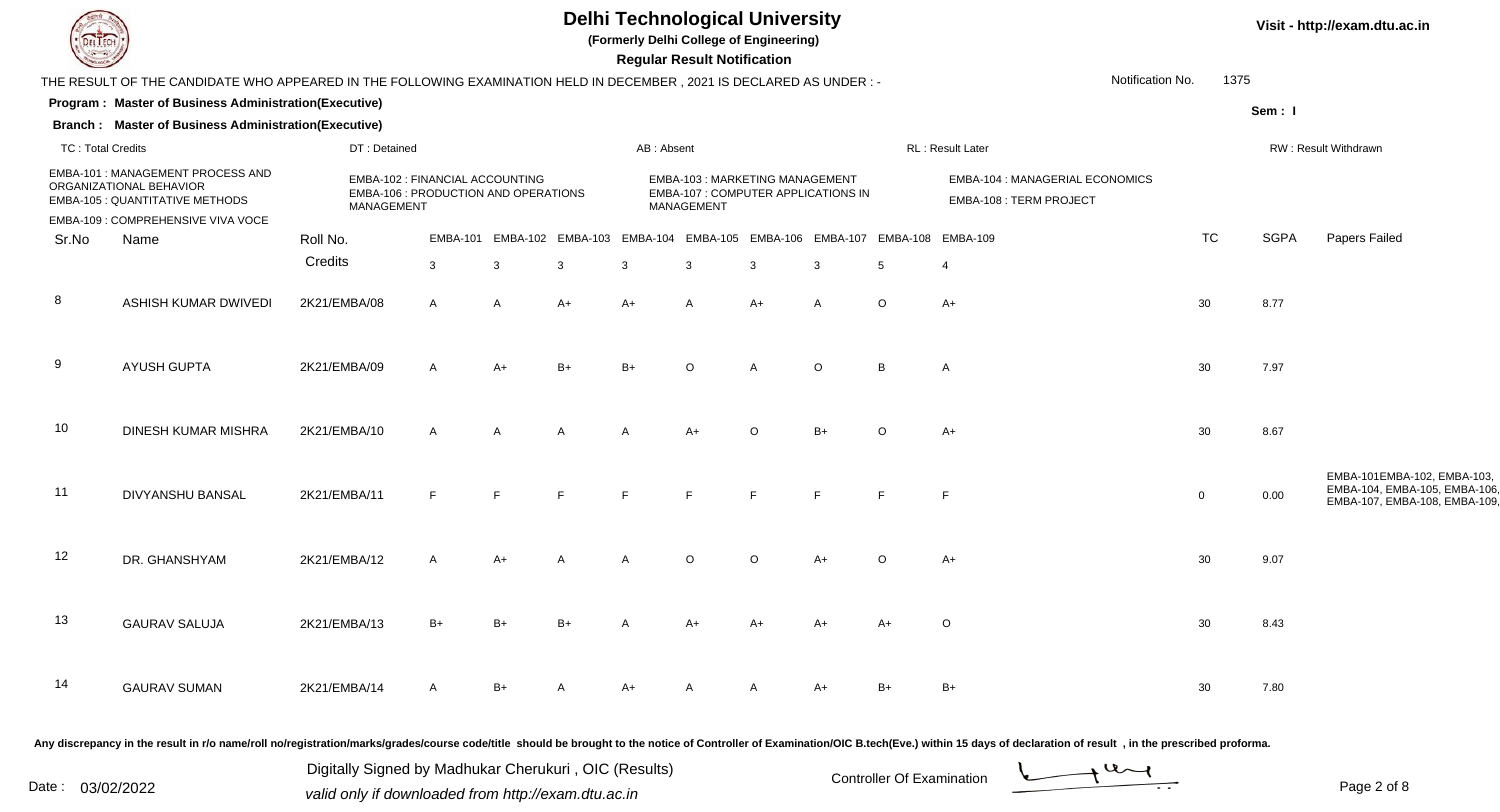# Delhi Technological University

**(Formerly Delhi College of Engineering)**

**Regular Result Notification**

Visit - http://exam.dtu.ac.in

THE RESULT OF THE CANDIDATE WHO APPEARED IN THE FOLLOWING EXAMINATION HELD IN DECEMBER , 2021 IS DECLARED AS UNDER : -

Notification No. 1375

**Program : Master of Business Administration(Executive)**

**Branch : Master of Business Administration(Executive)**

Sem : I

TC : Total Credits | DT : Detained | AB : Absent | RL : Result Later | RW : Result Withdrawn

EMBA-101 : MANAGEMENT PROCESS AND ORGANIZATIONAL BEHAVIOR
EMBA-102 : FINANCIAL ACCOUNTING
EMBA-103 : MARKETING MANAGEMENT
EMBA-104 : MANAGERIAL ECONOMICS
EMBA-105 : QUANTITATIVE METHODS
EMBA-106 : PRODUCTION AND OPERATIONS MANAGEMENT
EMBA-107 : COMPUTER APPLICATIONS IN MANAGEMENT
EMBA-108 : TERM PROJECT
EMBA-109 : COMPREHENSIVE VIVA VOCE

| Sr.No | Name | Roll No. | EMBA-101 | EMBA-102 | EMBA-103 | EMBA-104 | EMBA-105 | EMBA-106 | EMBA-107 | EMBA-108 | EMBA-109 | TC | SGPA | Papers Failed |
|---|---|---|---|---|---|---|---|---|---|---|---|---|---|---|
| | | Credits | 3 | 3 | 3 | 3 | 3 | 3 | 3 | 5 | 4 | | | |
| 8 | ASHISH KUMAR DWIVEDI | 2K21/EMBA/08 | A | A | A+ | A+ | A | A+ | A | O | A+ | 30 | 8.77 | |
| 9 | AYUSH GUPTA | 2K21/EMBA/09 | A | A+ | B+ | B+ | O | A | O | B | A | 30 | 7.97 | |
| 10 | DINESH KUMAR MISHRA | 2K21/EMBA/10 | A | A | A | A | A+ | O | B+ | O | A+ | 30 | 8.67 | |
| 11 | DIVYANSHU BANSAL | 2K21/EMBA/11 | F | F | F | F | F | F | F | F | F | 0 | 0.00 | EMBA-101EMBA-102, EMBA-103, EMBA-104, EMBA-105, EMBA-106, EMBA-107, EMBA-108, EMBA-109, |
| 12 | DR. GHANSHYAM | 2K21/EMBA/12 | A | A+ | A | A | O | O | A+ | O | A+ | 30 | 9.07 | |
| 13 | GAURAV SALUJA | 2K21/EMBA/13 | B+ | B+ | B+ | A | A+ | A+ | A+ | A+ | O | 30 | 8.43 | |
| 14 | GAURAV SUMAN | 2K21/EMBA/14 | A | B+ | A | A+ | A | A | A+ | B+ | B+ | 30 | 7.80 | |

Any discrepancy in the result in r/o name/roll no/registration/marks/grades/course code/title should be brought to the notice of Controller of Examination/OIC B.tech(Eve.) within 15 days of declaration of result , in the prescribed proforma.

Date : 03/02/2022

Digitally Signed by Madhukar Cherukuri , OIC (Results)
valid only if downloaded from http://exam.dtu.ac.in

Controller Of Examination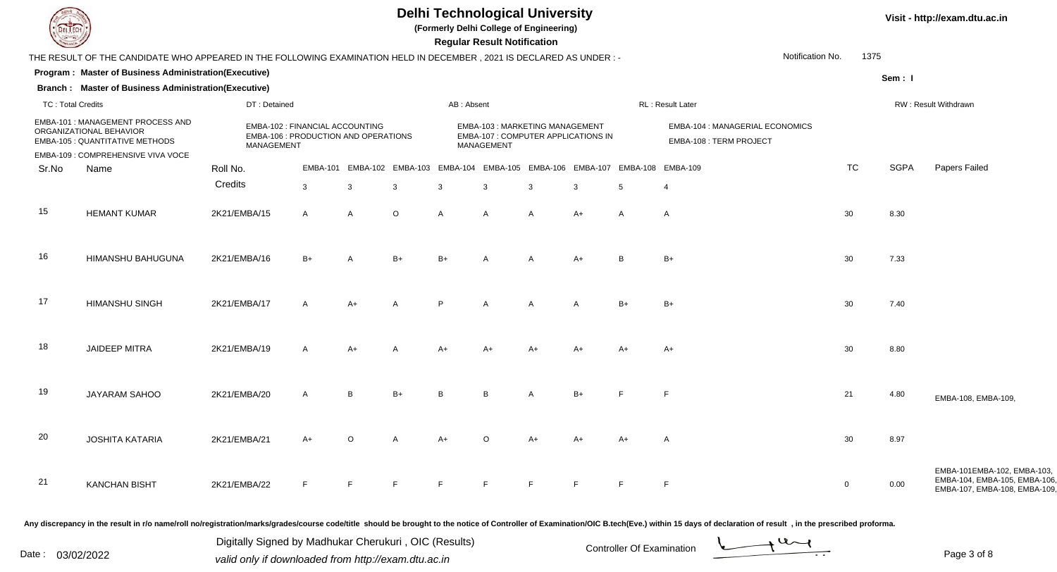# Delhi Technological University

**(Formerly Delhi College of Engineering)**

**Regular Result Notification**

Visit - http://exam.dtu.ac.in

THE RESULT OF THE CANDIDATE WHO APPEARED IN THE FOLLOWING EXAMINATION HELD IN DECEMBER , 2021 IS DECLARED AS UNDER : -

Notification No. 1375

**Program : Master of Business Administration(Executive)**

**Branch : Master of Business Administration(Executive)**

Sem : I

TC : Total Credits | DT : Detained | AB : Absent | RL : Result Later | RW : Result Withdrawn

EMBA-101 : MANAGEMENT PROCESS AND ORGANIZATIONAL BEHAVIOR
EMBA-102 : FINANCIAL ACCOUNTING
EMBA-103 : MARKETING MANAGEMENT
EMBA-104 : MANAGERIAL ECONOMICS
EMBA-105 : QUANTITATIVE METHODS
EMBA-106 : PRODUCTION AND OPERATIONS MANAGEMENT
EMBA-107 : COMPUTER APPLICATIONS IN MANAGEMENT
EMBA-108 : TERM PROJECT
EMBA-109 : COMPREHENSIVE VIVA VOCE

| Sr.No | Name | Roll No. | EMBA-101 | EMBA-102 | EMBA-103 | EMBA-104 | EMBA-105 | EMBA-106 | EMBA-107 | EMBA-108 | EMBA-109 | TC | SGPA | Papers Failed |
|---|---|---|---|---|---|---|---|---|---|---|---|---|---|---|
| | | Credits | 3 | 3 | 3 | 3 | 3 | 3 | 3 | 5 | 4 | | | |
| 15 | HEMANT KUMAR | 2K21/EMBA/15 | A | A | O | A | A | A | A+ | A | A | 30 | 8.30 | |
| 16 | HIMANSHU BAHUGUNA | 2K21/EMBA/16 | B+ | A | B+ | B+ | A | A | A+ | B | B+ | 30 | 7.33 | |
| 17 | HIMANSHU SINGH | 2K21/EMBA/17 | A | A+ | A | P | A | A | A | B+ | B+ | 30 | 7.40 | |
| 18 | JAIDEEP MITRA | 2K21/EMBA/19 | A | A+ | A | A+ | A+ | A+ | A+ | A+ | A+ | 30 | 8.80 | |
| 19 | JAYARAM SAHOO | 2K21/EMBA/20 | A | B | B+ | B | B | A | B+ | F | F | 21 | 4.80 | EMBA-108, EMBA-109, |
| 20 | JOSHITA KATARIA | 2K21/EMBA/21 | A+ | O | A | A+ | O | A+ | A+ | A+ | A | 30 | 8.97 | |
| 21 | KANCHAN BISHT | 2K21/EMBA/22 | F | F | F | F | F | F | F | F | F | 0 | 0.00 | EMBA-101EMBA-102, EMBA-103, EMBA-104, EMBA-105, EMBA-106, EMBA-107, EMBA-108, EMBA-109, |

Any discrepancy in the result in r/o name/roll no/registration/marks/grades/course code/title should be brought to the notice of Controller of Examination/OIC B.tech(Eve.) within 15 days of declaration of result , in the prescribed proforma.

Date : 03/02/2022

Digitally Signed by Madhukar Cherukuri , OIC (Results)
valid only if downloaded from http://exam.dtu.ac.in

Controller Of Examination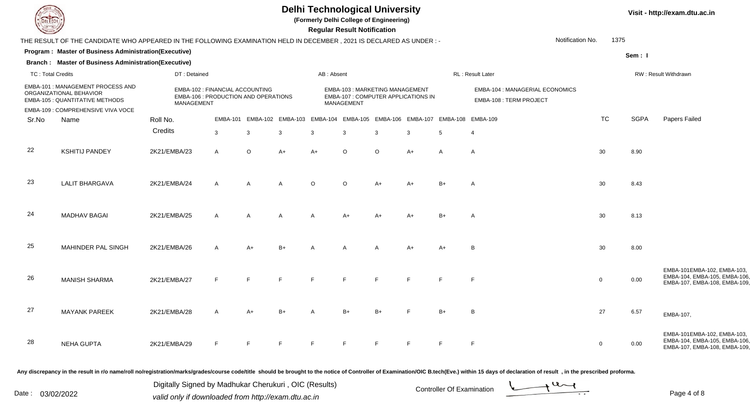# Delhi Technological University

**(Formerly Delhi College of Engineering)**

**Regular Result Notification**

Visit - http://exam.dtu.ac.in

THE RESULT OF THE CANDIDATE WHO APPEARED IN THE FOLLOWING EXAMINATION HELD IN DECEMBER , 2021 IS DECLARED AS UNDER : -

Notification No. 1375

**Program : Master of Business Administration(Executive)**

**Sem : I**

**Branch : Master of Business Administration(Executive)**

TC : Total Credits | DT : Detained | AB : Absent | RL : Result Later | RW : Result Withdrawn

EMBA-101 : MANAGEMENT PROCESS AND ORGANIZATIONAL BEHAVIOR
EMBA-102 : FINANCIAL ACCOUNTING
EMBA-103 : MARKETING MANAGEMENT
EMBA-104 : MANAGERIAL ECONOMICS
EMBA-105 : QUANTITATIVE METHODS
EMBA-106 : PRODUCTION AND OPERATIONS MANAGEMENT
EMBA-107 : COMPUTER APPLICATIONS IN MANAGEMENT
EMBA-108 : TERM PROJECT
EMBA-109 : COMPREHENSIVE VIVA VOCE

| Sr.No | Name | Roll No. | EMBA-101 | EMBA-102 | EMBA-103 | EMBA-104 | EMBA-105 | EMBA-106 | EMBA-107 | EMBA-108 | EMBA-109 | TC | SGPA | Papers Failed |
|---|---|---|---|---|---|---|---|---|---|---|---|---|---|---|
| | | Credits | 3 | 3 | 3 | 3 | 3 | 3 | 3 | 5 | 4 | | | |
| 22 | KSHITIJ PANDEY | 2K21/EMBA/23 | A | O | A+ | A+ | O | O | A+ | A | A | 30 | 8.90 | |
| 23 | LALIT BHARGAVA | 2K21/EMBA/24 | A | A | A | O | O | A+ | A+ | B+ | A | 30 | 8.43 | |
| 24 | MADHAV BAGAI | 2K21/EMBA/25 | A | A | A | A | A+ | A+ | A+ | B+ | A | 30 | 8.13 | |
| 25 | MAHINDER PAL SINGH | 2K21/EMBA/26 | A | A+ | B+ | A | A | A | A+ | A+ | B | 30 | 8.00 | |
| 26 | MANISH SHARMA | 2K21/EMBA/27 | F | F | F | F | F | F | F | F | F | 0 | 0.00 | EMBA-101EMBA-102, EMBA-103, EMBA-104, EMBA-105, EMBA-106, EMBA-107, EMBA-108, EMBA-109, |
| 27 | MAYANK PAREEK | 2K21/EMBA/28 | A | A+ | B+ | A | B+ | B+ | F | B+ | B | 27 | 6.57 | EMBA-107, |
| 28 | NEHA GUPTA | 2K21/EMBA/29 | F | F | F | F | F | F | F | F | F | 0 | 0.00 | EMBA-101EMBA-102, EMBA-103, EMBA-104, EMBA-105, EMBA-106, EMBA-107, EMBA-108, EMBA-109, |

Any discrepancy in the result in r/o name/roll no/registration/marks/grades/course code/title should be brought to the notice of Controller of Examination/OIC B.tech(Eve.) within 15 days of declaration of result , in the prescribed proforma.

Date : 03/02/2022

Digitally Signed by Madhukar Cherukuri , OIC (Results)
valid only if downloaded from http://exam.dtu.ac.in

Controller Of Examination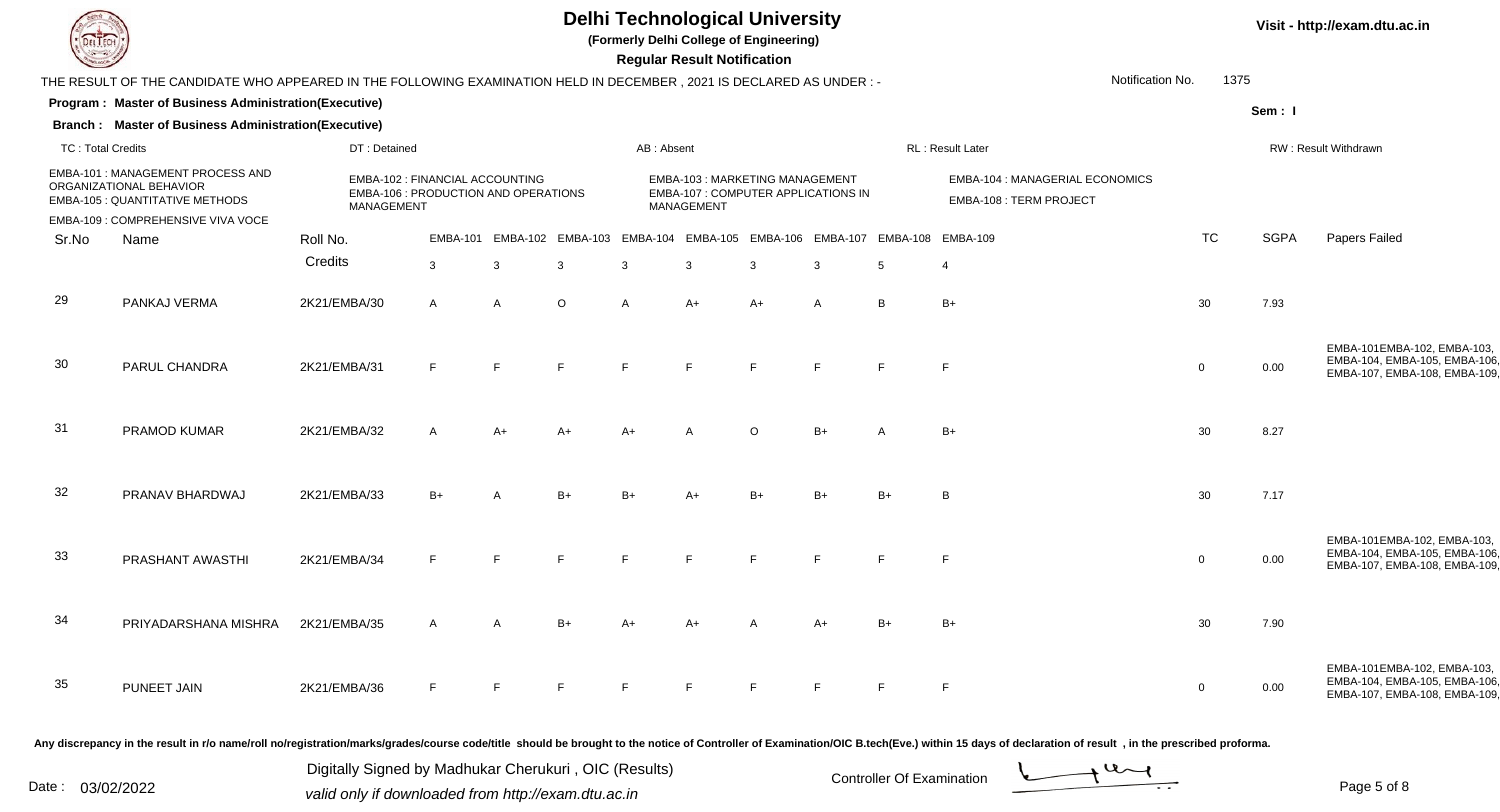# Delhi Technological University

**(Formerly Delhi College of Engineering)**

**Regular Result Notification**

Visit - http://exam.dtu.ac.in

THE RESULT OF THE CANDIDATE WHO APPEARED IN THE FOLLOWING EXAMINATION HELD IN DECEMBER , 2021 IS DECLARED AS UNDER : -

Notification No. 1375

**Program : Master of Business Administration(Executive)**

**Branch : Master of Business Administration(Executive)**

Sem : I

TC : Total Credits | DT : Detained | AB : Absent | RL : Result Later | RW : Result Withdrawn

EMBA-101 : MANAGEMENT PROCESS AND ORGANIZATIONAL BEHAVIOR
EMBA-102 : FINANCIAL ACCOUNTING
EMBA-103 : MARKETING MANAGEMENT
EMBA-104 : MANAGERIAL ECONOMICS
EMBA-105 : QUANTITATIVE METHODS
EMBA-106 : PRODUCTION AND OPERATIONS MANAGEMENT
EMBA-107 : COMPUTER APPLICATIONS IN MANAGEMENT
EMBA-108 : TERM PROJECT
EMBA-109 : COMPREHENSIVE VIVA VOCE

| Sr.No | Name | Roll No. | EMBA-101 | EMBA-102 | EMBA-103 | EMBA-104 | EMBA-105 | EMBA-106 | EMBA-107 | EMBA-108 | EMBA-109 | TC | SGPA | Papers Failed |
|---|---|---|---|---|---|---|---|---|---|---|---|---|---|---|
| | | Credits | 3 | 3 | 3 | 3 | 3 | 3 | 3 | 5 | 4 | | | |
| 29 | PANKAJ VERMA | 2K21/EMBA/30 | A | A | O | A | A+ | A+ | A | B | B+ | 30 | 7.93 | |
| 30 | PARUL CHANDRA | 2K21/EMBA/31 | F | F | F | F | F | F | F | F | F | 0 | 0.00 | EMBA-101EMBA-102, EMBA-103, EMBA-104, EMBA-105, EMBA-106, EMBA-107, EMBA-108, EMBA-109, |
| 31 | PRAMOD KUMAR | 2K21/EMBA/32 | A | A+ | A+ | A+ | A | O | B+ | A | B+ | 30 | 8.27 | |
| 32 | PRANAV BHARDWAJ | 2K21/EMBA/33 | B+ | A | B+ | B+ | A+ | B+ | B+ | B+ | B | 30 | 7.17 | |
| 33 | PRASHANT AWASTHI | 2K21/EMBA/34 | F | F | F | F | F | F | F | F | F | 0 | 0.00 | EMBA-101EMBA-102, EMBA-103, EMBA-104, EMBA-105, EMBA-106, EMBA-107, EMBA-108, EMBA-109, |
| 34 | PRIYADARSHANA MISHRA | 2K21/EMBA/35 | A | A | B+ | A+ | A+ | A | A+ | B+ | B+ | 30 | 7.90 | |
| 35 | PUNEET JAIN | 2K21/EMBA/36 | F | F | F | F | F | F | F | F | F | 0 | 0.00 | EMBA-101EMBA-102, EMBA-103, EMBA-104, EMBA-105, EMBA-106, EMBA-107, EMBA-108, EMBA-109, |

Any discrepancy in the result in r/o name/roll no/registration/marks/grades/course code/title should be brought to the notice of Controller of Examination/OIC B.tech(Eve.) within 15 days of declaration of result , in the prescribed proforma.

Date : 03/02/2022

Digitally Signed by Madhukar Cherukuri , OIC (Results)
valid only if downloaded from http://exam.dtu.ac.in

Controller Of Examination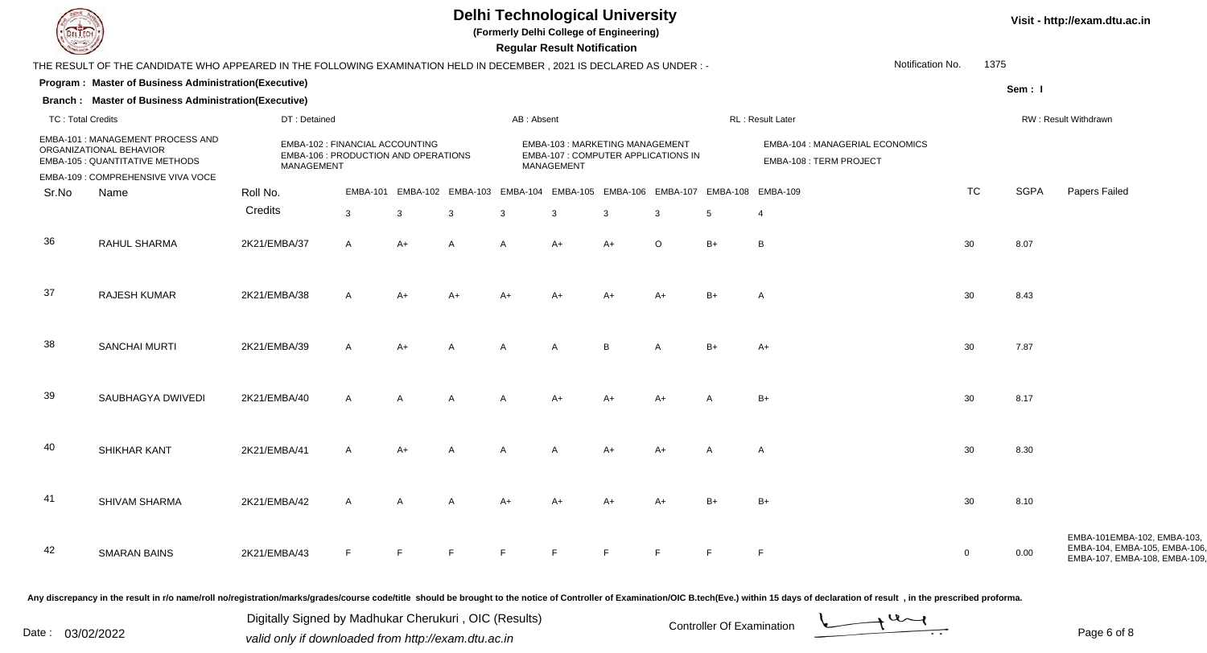# Delhi Technological University

(Formerly Delhi College of Engineering)

**Regular Result Notification**

Visit - http://exam.dtu.ac.in

THE RESULT OF THE CANDIDATE WHO APPEARED IN THE FOLLOWING EXAMINATION HELD IN DECEMBER , 2021 IS DECLARED AS UNDER : -

Notification No. 1375

**Program : Master of Business Administration(Executive)**

**Branch : Master of Business Administration(Executive)**

Sem : I

TC : Total Credits | DT : Detained | AB : Absent | RL : Result Later | RW : Result Withdrawn

EMBA-101 : MANAGEMENT PROCESS AND ORGANIZATIONAL BEHAVIOR
EMBA-102 : FINANCIAL ACCOUNTING
EMBA-103 : MARKETING MANAGEMENT
EMBA-104 : MANAGERIAL ECONOMICS
EMBA-105 : QUANTITATIVE METHODS
EMBA-106 : PRODUCTION AND OPERATIONS MANAGEMENT
EMBA-107 : COMPUTER APPLICATIONS IN MANAGEMENT
EMBA-108 : TERM PROJECT
EMBA-109 : COMPREHENSIVE VIVA VOCE

| Sr.No | Name | Roll No. | EMBA-101 | EMBA-102 | EMBA-103 | EMBA-104 | EMBA-105 | EMBA-106 | EMBA-107 | EMBA-108 | EMBA-109 | TC | SGPA | Papers Failed |
|---|---|---|---|---|---|---|---|---|---|---|---|---|---|---|
| | | Credits | 3 | 3 | 3 | 3 | 3 | 3 | 3 | 5 | 4 | | | |
| 36 | RAHUL SHARMA | 2K21/EMBA/37 | A | A+ | A | A | A+ | A+ | O | B+ | B | 30 | 8.07 | |
| 37 | RAJESH KUMAR | 2K21/EMBA/38 | A | A+ | A+ | A+ | A+ | A+ | A+ | B+ | A | 30 | 8.43 | |
| 38 | SANCHAI MURTI | 2K21/EMBA/39 | A | A+ | A | A | A | B | A | B+ | A+ | 30 | 7.87 | |
| 39 | SAUBHAGYA DWIVEDI | 2K21/EMBA/40 | A | A | A | A | A+ | A+ | A+ | A | B+ | 30 | 8.17 | |
| 40 | SHIKHAR KANT | 2K21/EMBA/41 | A | A+ | A | A | A | A+ | A+ | A | A | 30 | 8.30 | |
| 41 | SHIVAM SHARMA | 2K21/EMBA/42 | A | A | A | A+ | A+ | A+ | A+ | B+ | B+ | 30 | 8.10 | |
| 42 | SMARAN BAINS | 2K21/EMBA/43 | F | F | F | F | F | F | F | F | F | 0 | 0.00 | EMBA-101EMBA-102, EMBA-103, EMBA-104, EMBA-105, EMBA-106, EMBA-107, EMBA-108, EMBA-109, |

Any discrepancy in the result in r/o name/roll no/registration/marks/grades/course code/title should be brought to the notice of Controller of Examination/OIC B.tech(Eve.) within 15 days of declaration of result , in the prescribed proforma.

Date : 03/02/2022

Digitally Signed by Madhukar Cherukuri , OIC (Results)
valid only if downloaded from http://exam.dtu.ac.in

Controller Of Examination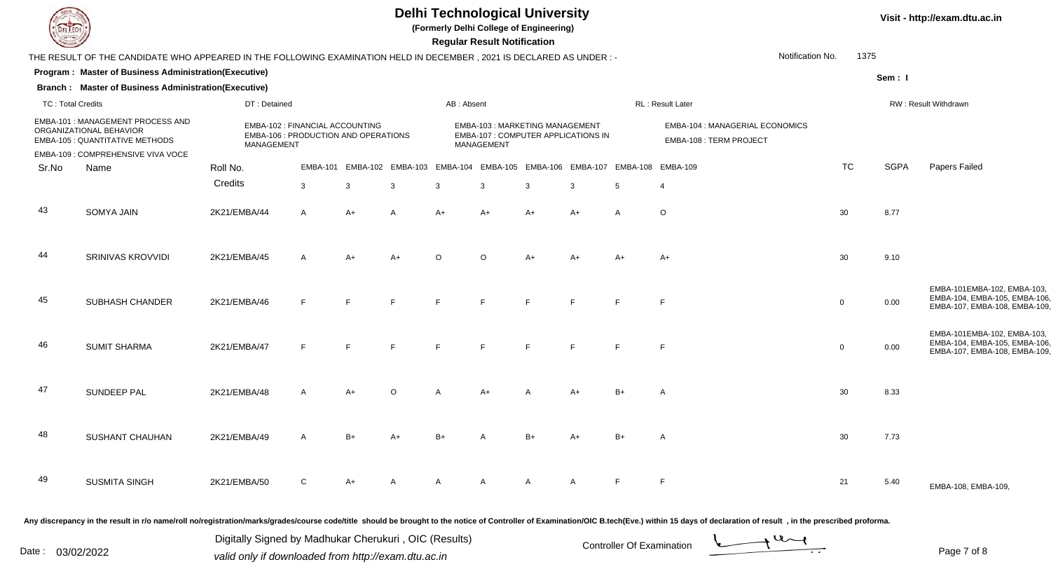# Delhi Technological University

**(Formerly Delhi College of Engineering)**

**Regular Result Notification**

Visit - http://exam.dtu.ac.in

THE RESULT OF THE CANDIDATE WHO APPEARED IN THE FOLLOWING EXAMINATION HELD IN DECEMBER , 2021 IS DECLARED AS UNDER : -

Notification No. 1375

**Program : Master of Business Administration(Executive)**

**Branch : Master of Business Administration(Executive)**

Sem : I

TC : Total Credits | DT : Detained | AB : Absent | RL : Result Later | RW : Result Withdrawn

EMBA-101 : MANAGEMENT PROCESS AND ORGANIZATIONAL BEHAVIOR
EMBA-102 : FINANCIAL ACCOUNTING
EMBA-103 : MARKETING MANAGEMENT
EMBA-104 : MANAGERIAL ECONOMICS
EMBA-105 : QUANTITATIVE METHODS
EMBA-106 : PRODUCTION AND OPERATIONS MANAGEMENT
EMBA-107 : COMPUTER APPLICATIONS IN MANAGEMENT
EMBA-108 : TERM PROJECT
EMBA-109 : COMPREHENSIVE VIVA VOCE

| Sr.No | Name | Roll No. | EMBA-101 | EMBA-102 | EMBA-103 | EMBA-104 | EMBA-105 | EMBA-106 | EMBA-107 | EMBA-108 | EMBA-109 | TC | SGPA | Papers Failed |
|---|---|---|---|---|---|---|---|---|---|---|---|---|---|---|
| | | Credits | 3 | 3 | 3 | 3 | 3 | 3 | 3 | 5 | 4 | | | |
| 43 | SOMYA JAIN | 2K21/EMBA/44 | A | A+ | A | A+ | A+ | A+ | A+ | A | O | 30 | 8.77 | |
| 44 | SRINIVAS KROVVIDI | 2K21/EMBA/45 | A | A+ | A+ | O | O | A+ | A+ | A+ | A+ | 30 | 9.10 | |
| 45 | SUBHASH CHANDER | 2K21/EMBA/46 | F | F | F | F | F | F | F | F | F | 0 | 0.00 | EMBA-101EMBA-102, EMBA-103, EMBA-104, EMBA-105, EMBA-106, EMBA-107, EMBA-108, EMBA-109, |
| 46 | SUMIT SHARMA | 2K21/EMBA/47 | F | F | F | F | F | F | F | F | F | 0 | 0.00 | EMBA-101EMBA-102, EMBA-103, EMBA-104, EMBA-105, EMBA-106, EMBA-107, EMBA-108, EMBA-109, |
| 47 | SUNDEEP PAL | 2K21/EMBA/48 | A | A+ | O | A | A+ | A | A+ | B+ | A | 30 | 8.33 | |
| 48 | SUSHANT CHAUHAN | 2K21/EMBA/49 | A | B+ | A+ | B+ | A | B+ | A+ | B+ | A | 30 | 7.73 | |
| 49 | SUSMITA SINGH | 2K21/EMBA/50 | C | A+ | A | A | A | A | A | F | F | 21 | 5.40 | EMBA-108, EMBA-109, |

Any discrepancy in the result in r/o name/roll no/registration/marks/grades/course code/title should be brought to the notice of Controller of Examination/OIC B.tech(Eve.) within 15 days of declaration of result , in the prescribed proforma.

Date : 03/02/2022

Digitally Signed by Madhukar Cherukuri , OIC (Results)
valid only if downloaded from http://exam.dtu.ac.in

Controller Of Examination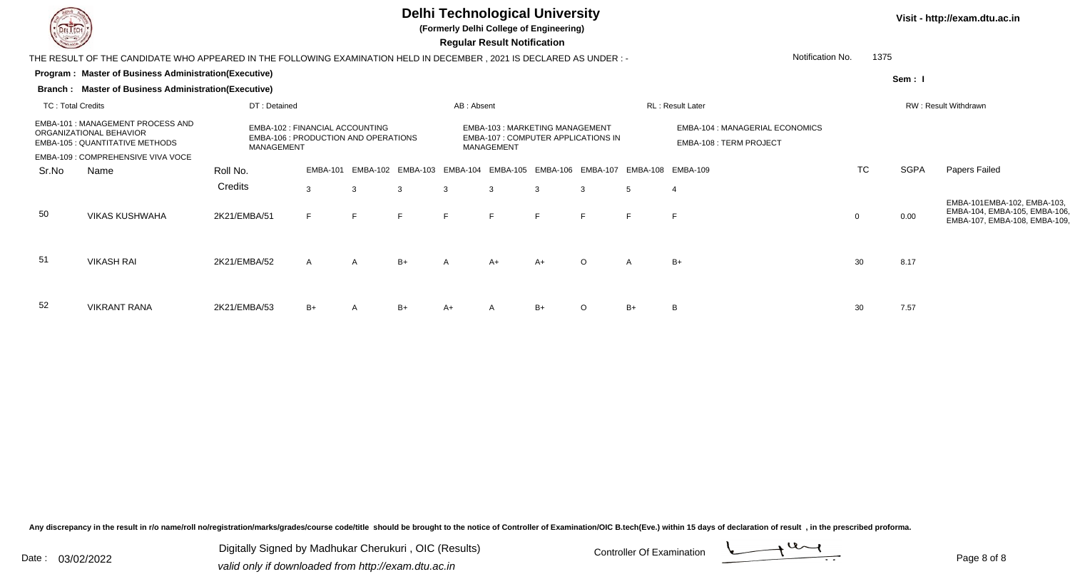# Delhi Technological University

**(Formerly Delhi College of Engineering)**

**Regular Result Notification**

Visit - http://exam.dtu.ac.in

THE RESULT OF THE CANDIDATE WHO APPEARED IN THE FOLLOWING EXAMINATION HELD IN DECEMBER , 2021 IS DECLARED AS UNDER : -

Notification No. 1375

**Program : Master of Business Administration(Executive)**

**Sem : I**

**Branch : Master of Business Administration(Executive)**

TC : Total Credits | DT : Detained | AB : Absent | RL : Result Later | RW : Result Withdrawn

EMBA-101 : MANAGEMENT PROCESS AND ORGANIZATIONAL BEHAVIOR
EMBA-102 : FINANCIAL ACCOUNTING
EMBA-103 : MARKETING MANAGEMENT
EMBA-104 : MANAGERIAL ECONOMICS
EMBA-105 : QUANTITATIVE METHODS
EMBA-106 : PRODUCTION AND OPERATIONS MANAGEMENT
EMBA-107 : COMPUTER APPLICATIONS IN MANAGEMENT
EMBA-108 : TERM PROJECT
EMBA-109 : COMPREHENSIVE VIVA VOCE

| Sr.No | Name | Roll No. | EMBA-101 | EMBA-102 | EMBA-103 | EMBA-104 | EMBA-105 | EMBA-106 | EMBA-107 | EMBA-108 | EMBA-109 | TC | SGPA | Papers Failed |
|---|---|---|---|---|---|---|---|---|---|---|---|---|---|---|
| | | Credits | 3 | 3 | 3 | 3 | 3 | 3 | 3 | 5 | 4 | | | |
| 50 | VIKAS KUSHWAHA | 2K21/EMBA/51 | F | F | F | F | F | F | F | F | F | 0 | 0.00 | EMBA-101EMBA-102, EMBA-103, EMBA-104, EMBA-105, EMBA-106, EMBA-107, EMBA-108, EMBA-109, |
| 51 | VIKASH RAI | 2K21/EMBA/52 | A | A | B+ | A | A+ | A+ | O | A | B+ | 30 | 8.17 | |
| 52 | VIKRANT RANA | 2K21/EMBA/53 | B+ | A | B+ | A+ | A | B+ | O | B+ | B | 30 | 7.57 | |

Any discrepancy in the result in r/o name/roll no/registration/marks/grades/course code/title should be brought to the notice of Controller of Examination/OIC B.tech(Eve.) within 15 days of declaration of result , in the prescribed proforma.

Date : 03/02/2022

Digitally Signed by Madhukar Cherukuri , OIC (Results)
valid only if downloaded from http://exam.dtu.ac.in

Controller Of Examination